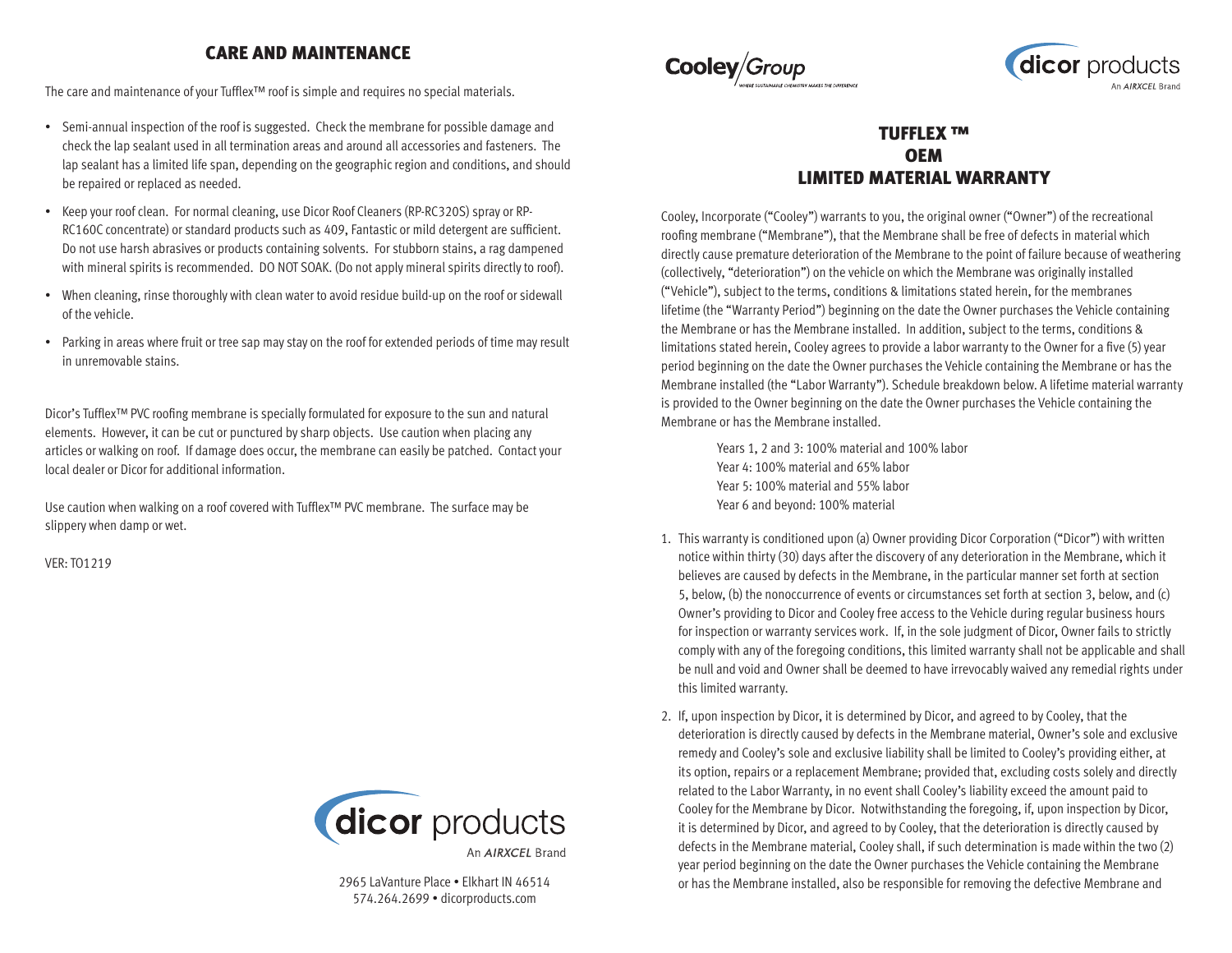## CARE AND MAINTENANCE

The care and maintenance of your Tufflex™ roof is simple and requires no special materials.

- Semi-annual inspection of the roof is suggested. Check the membrane for possible damage and check the lap sealant used in all termination areas and around all accessories and fasteners. The lap sealant has a limited life span, depending on the geographic region and conditions, and should be repaired or replaced as needed.
- Keep your roof clean. For normal cleaning, use Dicor Roof Cleaners (RP-RC320S) spray or RP-RC160C concentrate) or standard products such as 409, Fantastic or mild detergent are sufficient. Do not use harsh abrasives or products containing solvents. For stubborn stains, a rag dampened with mineral spirits is recommended. DO NOT SOAK. (Do not apply mineral spirits directly to roof).
- When cleaning, rinse thoroughly with clean water to avoid residue build-up on the roof or sidewall of the vehicle.
- Parking in areas where fruit or tree sap may stay on the roof for extended periods of time may result in unremovable stains.

Dicor's Tufflex™ PVC roofing membrane is specially formulated for exposure to the sun and natural elements. However, it can be cut or punctured by sharp objects. Use caution when placing any articles or walking on roof. If damage does occur, the membrane can easily be patched. Contact your local dealer or Dicor for additional information.

Use caution when walking on a roof covered with Tufflex™ PVC membrane. The surface may be slippery when damp or wet.

VER: TO1219

dicor products
An AIRXCEL Brand

2965 LaVanture Place • Elkhart IN 46514
574.264.2699 • dicorproducts.com

Cooley Group
WHERE SUSTAINABLE CHEMISTRY MAKES THE DIFFERENCE

dicor products
An AIRXCEL Brand

# TUFFLEX ™ OEM LIMITED MATERIAL WARRANTY

Cooley, Incorporate ("Cooley") warrants to you, the original owner ("Owner") of the recreational roofing membrane ("Membrane"), that the Membrane shall be free of defects in material which directly cause premature deterioration of the Membrane to the point of failure because of weathering (collectively, "deterioration") on the vehicle on which the Membrane was originally installed ("Vehicle"), subject to the terms, conditions & limitations stated herein, for the membranes lifetime (the "Warranty Period") beginning on the date the Owner purchases the Vehicle containing the Membrane or has the Membrane installed. In addition, subject to the terms, conditions & limitations stated herein, Cooley agrees to provide a labor warranty to the Owner for a five (5) year period beginning on the date the Owner purchases the Vehicle containing the Membrane or has the Membrane installed (the "Labor Warranty"). Schedule breakdown below. A lifetime material warranty is provided to the Owner beginning on the date the Owner purchases the Vehicle containing the Membrane or has the Membrane installed.

Years 1, 2 and 3: 100% material and 100% labor
Year 4: 100% material and 65% labor
Year 5: 100% material and 55% labor
Year 6 and beyond: 100% material

1. This warranty is conditioned upon (a) Owner providing Dicor Corporation ("Dicor") with written notice within thirty (30) days after the discovery of any deterioration in the Membrane, which it believes are caused by defects in the Membrane, in the particular manner set forth at section 5, below, (b) the nonoccurrence of events or circumstances set forth at section 3, below, and (c) Owner's providing to Dicor and Cooley free access to the Vehicle during regular business hours for inspection or warranty services work. If, in the sole judgment of Dicor, Owner fails to strictly comply with any of the foregoing conditions, this limited warranty shall not be applicable and shall be null and void and Owner shall be deemed to have irrevocably waived any remedial rights under this limited warranty.
2. If, upon inspection by Dicor, it is determined by Dicor, and agreed to by Cooley, that the deterioration is directly caused by defects in the Membrane material, Owner's sole and exclusive remedy and Cooley's sole and exclusive liability shall be limited to Cooley's providing either, at its option, repairs or a replacement Membrane; provided that, excluding costs solely and directly related to the Labor Warranty, in no event shall Cooley's liability exceed the amount paid to Cooley for the Membrane by Dicor. Notwithstanding the foregoing, if, upon inspection by Dicor, it is determined by Dicor, and agreed to by Cooley, that the deterioration is directly caused by defects in the Membrane material, Cooley shall, if such determination is made within the two (2) year period beginning on the date the Owner purchases the Vehicle containing the Membrane or has the Membrane installed, also be responsible for removing the defective Membrane and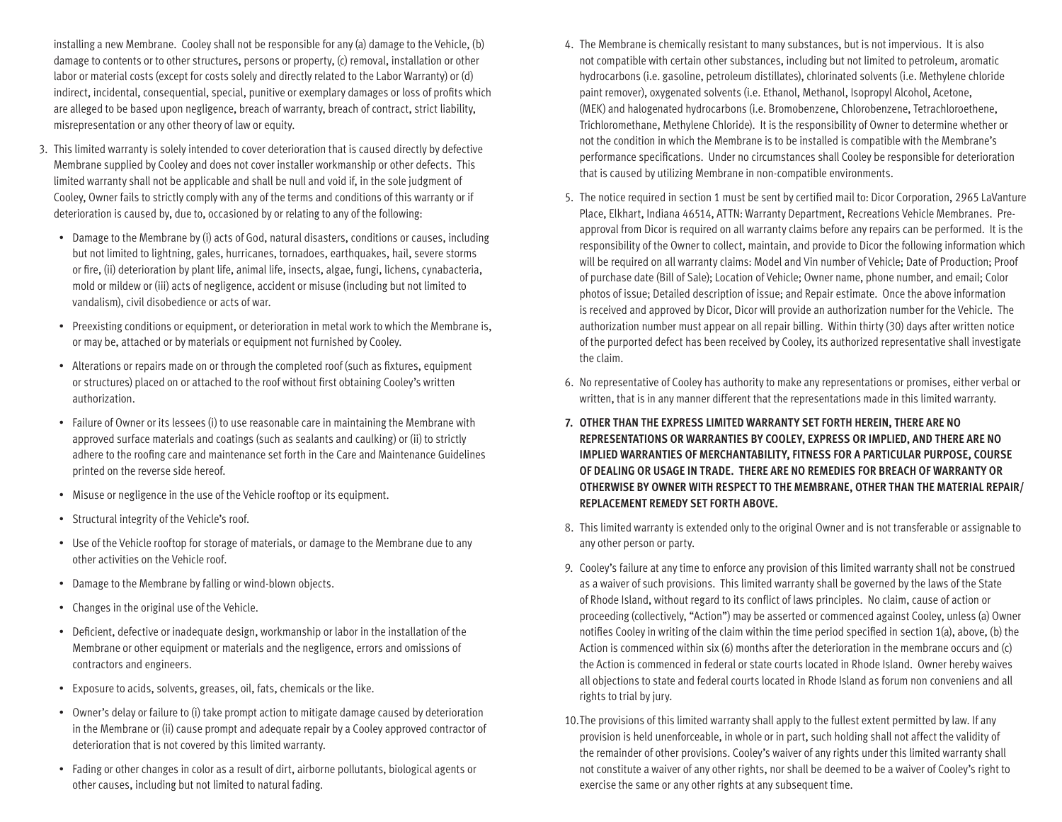installing a new Membrane. Cooley shall not be responsible for any (a) damage to the Vehicle, (b) damage to contents or to other structures, persons or property, (c) removal, installation or other labor or material costs (except for costs solely and directly related to the Labor Warranty) or (d) indirect, incidental, consequential, special, punitive or exemplary damages or loss of profits which are alleged to be based upon negligence, breach of warranty, breach of contract, strict liability, misrepresentation or any other theory of law or equity.

3. This limited warranty is solely intended to cover deterioration that is caused directly by defective Membrane supplied by Cooley and does not cover installer workmanship or other defects. This limited warranty shall not be applicable and shall be null and void if, in the sole judgment of Cooley, Owner fails to strictly comply with any of the terms and conditions of this warranty or if deterioration is caused by, due to, occasioned by or relating to any of the following:

   - Damage to the Membrane by (i) acts of God, natural disasters, conditions or causes, including but not limited to lightning, gales, hurricanes, tornadoes, earthquakes, hail, severe storms or fire, (ii) deterioration by plant life, animal life, insects, algae, fungi, lichens, cynabacteria, mold or mildew or (iii) acts of negligence, accident or misuse (including but not limited to vandalism), civil disobedience or acts of war.
   - Preexisting conditions or equipment, or deterioration in metal work to which the Membrane is, or may be, attached or by materials or equipment not furnished by Cooley.
   - Alterations or repairs made on or through the completed roof (such as fixtures, equipment or structures) placed on or attached to the roof without first obtaining Cooley's written authorization.
   - Failure of Owner or its lessees (i) to use reasonable care in maintaining the Membrane with approved surface materials and coatings (such as sealants and caulking) or (ii) to strictly adhere to the roofing care and maintenance set forth in the Care and Maintenance Guidelines printed on the reverse side hereof.
   - Misuse or negligence in the use of the Vehicle rooftop or its equipment.
   - Structural integrity of the Vehicle's roof.
   - Use of the Vehicle rooftop for storage of materials, or damage to the Membrane due to any other activities on the Vehicle roof.
   - Damage to the Membrane by falling or wind-blown objects.
   - Changes in the original use of the Vehicle.
   - Deficient, defective or inadequate design, workmanship or labor in the installation of the Membrane or other equipment or materials and the negligence, errors and omissions of contractors and engineers.
   - Exposure to acids, solvents, greases, oil, fats, chemicals or the like.
   - Owner's delay or failure to (i) take prompt action to mitigate damage caused by deterioration in the Membrane or (ii) cause prompt and adequate repair by a Cooley approved contractor of deterioration that is not covered by this limited warranty.
   - Fading or other changes in color as a result of dirt, airborne pollutants, biological agents or other causes, including but not limited to natural fading.

4. The Membrane is chemically resistant to many substances, but is not impervious. It is also not compatible with certain other substances, including but not limited to petroleum, aromatic hydrocarbons (i.e. gasoline, petroleum distillates), chlorinated solvents (i.e. Methylene chloride paint remover), oxygenated solvents (i.e. Ethanol, Methanol, Isopropyl Alcohol, Acetone, (MEK) and halogenated hydrocarbons (i.e. Bromobenzene, Chlorobenzene, Tetrachloroethene, Trichloromethane, Methylene Chloride). It is the responsibility of Owner to determine whether or not the condition in which the Membrane is to be installed is compatible with the Membrane's performance specifications. Under no circumstances shall Cooley be responsible for deterioration that is caused by utilizing Membrane in non-compatible environments.

5. The notice required in section 1 must be sent by certified mail to: Dicor Corporation, 2965 LaVanture Place, Elkhart, Indiana 46514, ATTN: Warranty Department, Recreations Vehicle Membranes. Pre-approval from Dicor is required on all warranty claims before any repairs can be performed. It is the responsibility of the Owner to collect, maintain, and provide to Dicor the following information which will be required on all warranty claims: Model and Vin number of Vehicle; Date of Production; Proof of purchase date (Bill of Sale); Location of Vehicle; Owner name, phone number, and email; Color photos of issue; Detailed description of issue; and Repair estimate. Once the above information is received and approved by Dicor, Dicor will provide an authorization number for the Vehicle. The authorization number must appear on all repair billing. Within thirty (30) days after written notice of the purported defect has been received by Cooley, its authorized representative shall investigate the claim.

6. No representative of Cooley has authority to make any representations or promises, either verbal or written, that is in any manner different that the representations made in this limited warranty.

7. **OTHER THAN THE EXPRESS LIMITED WARRANTY SET FORTH HEREIN, THERE ARE NO REPRESENTATIONS OR WARRANTIES BY COOLEY, EXPRESS OR IMPLIED, AND THERE ARE NO IMPLIED WARRANTIES OF MERCHANTABILITY, FITNESS FOR A PARTICULAR PURPOSE, COURSE OF DEALING OR USAGE IN TRADE. THERE ARE NO REMEDIES FOR BREACH OF WARRANTY OR OTHERWISE BY OWNER WITH RESPECT TO THE MEMBRANE, OTHER THAN THE MATERIAL REPAIR/ REPLACEMENT REMEDY SET FORTH ABOVE.**

8. This limited warranty is extended only to the original Owner and is not transferable or assignable to any other person or party.

9. Cooley's failure at any time to enforce any provision of this limited warranty shall not be construed as a waiver of such provisions. This limited warranty shall be governed by the laws of the State of Rhode Island, without regard to its conflict of laws principles. No claim, cause of action or proceeding (collectively, "Action") may be asserted or commenced against Cooley, unless (a) Owner notifies Cooley in writing of the claim within the time period specified in section 1(a), above, (b) the Action is commenced within six (6) months after the deterioration in the membrane occurs and (c) the Action is commenced in federal or state courts located in Rhode Island. Owner hereby waives all objections to state and federal courts located in Rhode Island as forum non conveniens and all rights to trial by jury.

10. The provisions of this limited warranty shall apply to the fullest extent permitted by law. If any provision is held unenforceable, in whole or in part, such holding shall not affect the validity of the remainder of other provisions. Cooley's waiver of any rights under this limited warranty shall not constitute a waiver of any other rights, nor shall be deemed to be a waiver of Cooley's right to exercise the same or any other rights at any subsequent time.